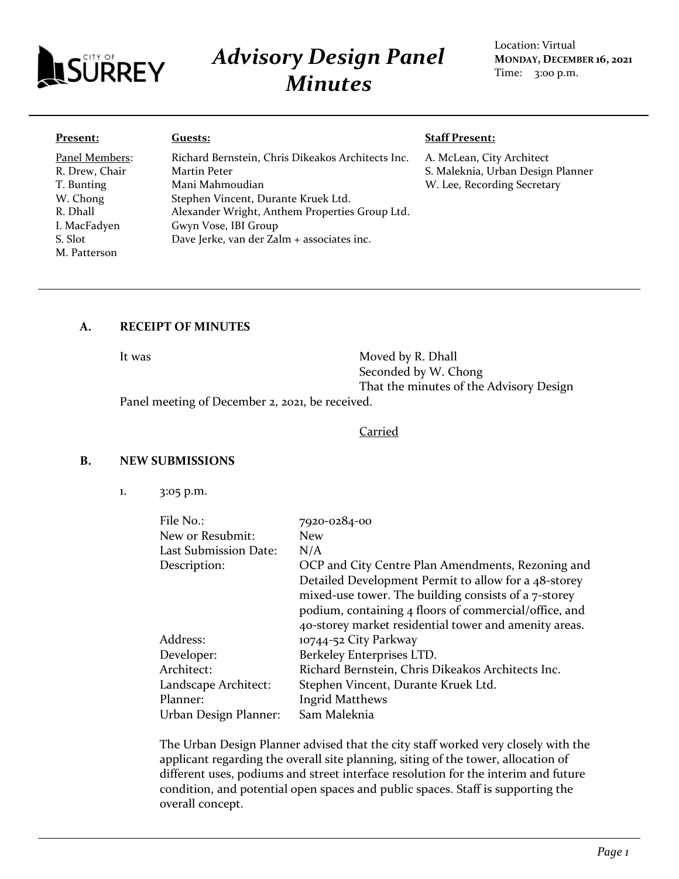# Advisory Design Panel Minutes

Location: Virtual
**MONDAY, DECEMBER 16, 2021**
Time: 3:00 p.m.

**Present:**

Panel Members:
R. Drew, Chair
T. Bunting
W. Chong
R. Dhall
I. MacFadyen
S. Slot
M. Patterson

**Guests:**

Richard Bernstein, Chris Dikeakos Architects Inc.
Martin Peter
Mani Mahmoudian
Stephen Vincent, Durante Kruek Ltd.
Alexander Wright, Anthem Properties Group Ltd.
Gwyn Vose, IBI Group
Dave Jerke, van der Zalm + associates inc.

**Staff Present:**

A. McLean, City Architect
S. Maleknia, Urban Design Planner
W. Lee, Recording Secretary

## A. RECEIPT OF MINUTES

It was Moved by R. Dhall
Seconded by W. Chong
That the minutes of the Advisory Design Panel meeting of December 2, 2021, be received.

Carried

## B. NEW SUBMISSIONS

1. 3:05 p.m.

| | |
|---|---|
| File No.: | 7920-0284-00 |
| New or Resubmit: | New |
| Last Submission Date: | N/A |
| Description: | OCP and City Centre Plan Amendments, Rezoning and Detailed Development Permit to allow for a 48-storey mixed-use tower. The building consists of a 7-storey podium, containing 4 floors of commercial/office, and 40-storey market residential tower and amenity areas. |
| Address: | 10744-52 City Parkway |
| Developer: | Berkeley Enterprises LTD. |
| Architect: | Richard Bernstein, Chris Dikeakos Architects Inc. |
| Landscape Architect: | Stephen Vincent, Durante Kruek Ltd. |
| Planner: | Ingrid Matthews |
| Urban Design Planner: | Sam Maleknia |

The Urban Design Planner advised that the city staff worked very closely with the applicant regarding the overall site planning, siting of the tower, allocation of different uses, podiums and street interface resolution for the interim and future condition, and potential open spaces and public spaces. Staff is supporting the overall concept.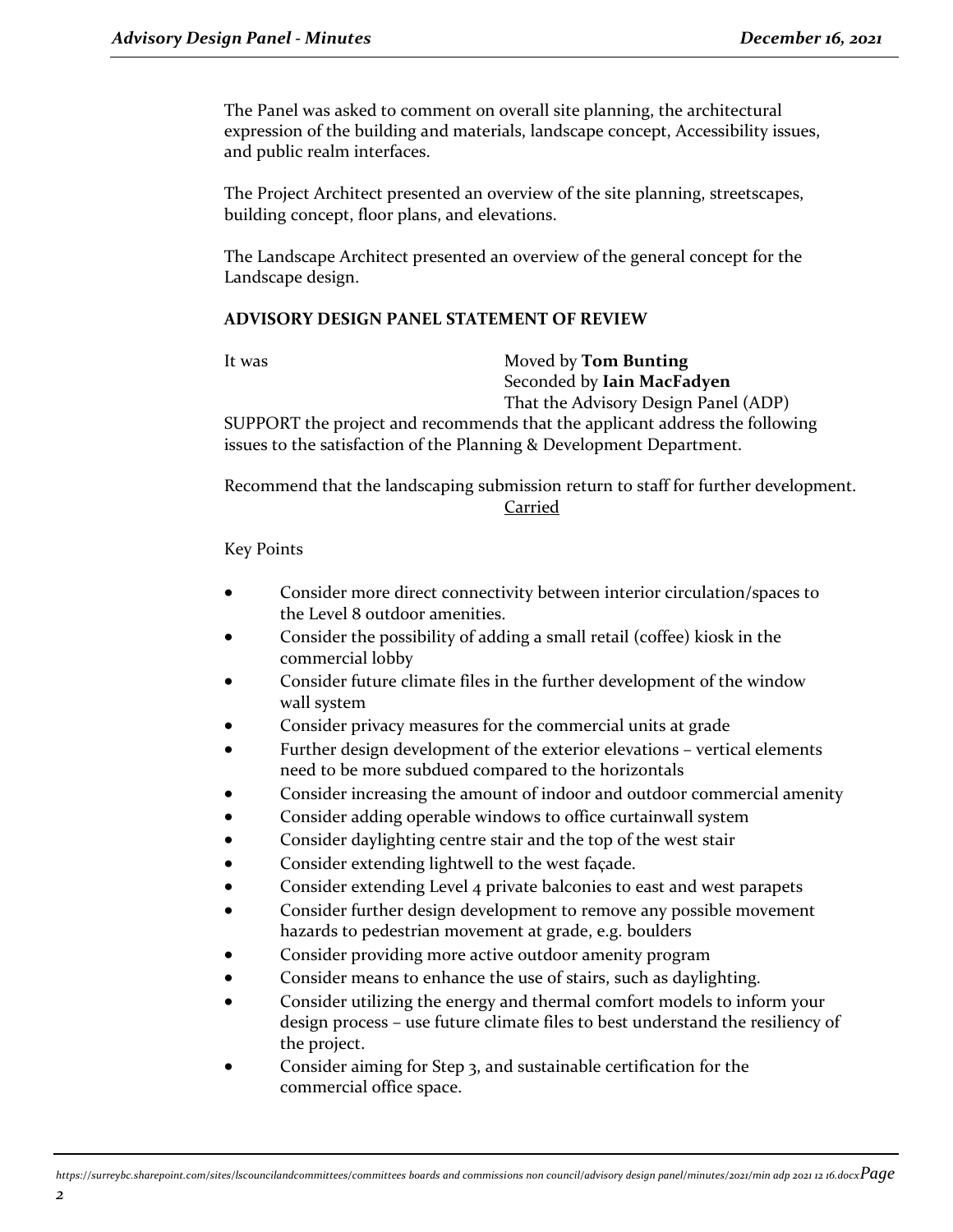The Panel was asked to comment on overall site planning, the architectural expression of the building and materials, landscape concept, Accessibility issues, and public realm interfaces.

The Project Architect presented an overview of the site planning, streetscapes, building concept, floor plans, and elevations.

The Landscape Architect presented an overview of the general concept for the Landscape design.

**ADVISORY DESIGN PANEL STATEMENT OF REVIEW**

It was Moved by **Tom Bunting**
Seconded by **Iain MacFadyen**
That the Advisory Design Panel (ADP)
SUPPORT the project and recommends that the applicant address the following issues to the satisfaction of the Planning & Development Department.

Recommend that the landscaping submission return to staff for further development.

Carried

Key Points

- Consider more direct connectivity between interior circulation/spaces to the Level 8 outdoor amenities.
- Consider the possibility of adding a small retail (coffee) kiosk in the commercial lobby
- Consider future climate files in the further development of the window wall system
- Consider privacy measures for the commercial units at grade
- Further design development of the exterior elevations – vertical elements need to be more subdued compared to the horizontals
- Consider increasing the amount of indoor and outdoor commercial amenity
- Consider adding operable windows to office curtainwall system
- Consider daylighting centre stair and the top of the west stair
- Consider extending lightwell to the west façade.
- Consider extending Level 4 private balconies to east and west parapets
- Consider further design development to remove any possible movement hazards to pedestrian movement at grade, e.g. boulders
- Consider providing more active outdoor amenity program
- Consider means to enhance the use of stairs, such as daylighting.
- Consider utilizing the energy and thermal comfort models to inform your design process – use future climate files to best understand the resiliency of the project.
- Consider aiming for Step 3, and sustainable certification for the commercial office space.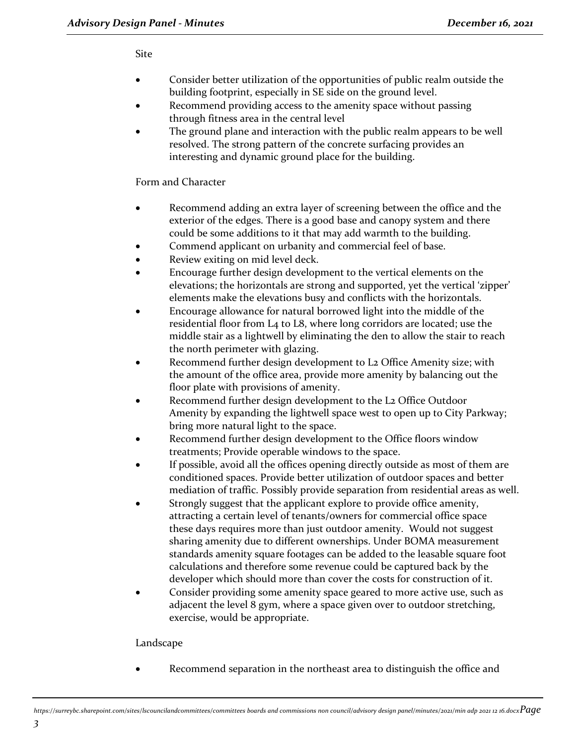Site

- Consider better utilization of the opportunities of public realm outside the building footprint, especially in SE side on the ground level.
- Recommend providing access to the amenity space without passing through fitness area in the central level
- The ground plane and interaction with the public realm appears to be well resolved. The strong pattern of the concrete surfacing provides an interesting and dynamic ground place for the building.

Form and Character

- Recommend adding an extra layer of screening between the office and the exterior of the edges. There is a good base and canopy system and there could be some additions to it that may add warmth to the building.
- Commend applicant on urbanity and commercial feel of base.
- Review exiting on mid level deck.
- Encourage further design development to the vertical elements on the elevations; the horizontals are strong and supported, yet the vertical 'zipper' elements make the elevations busy and conflicts with the horizontals.
- Encourage allowance for natural borrowed light into the middle of the residential floor from L4 to L8, where long corridors are located; use the middle stair as a lightwell by eliminating the den to allow the stair to reach the north perimeter with glazing.
- Recommend further design development to L2 Office Amenity size; with the amount of the office area, provide more amenity by balancing out the floor plate with provisions of amenity.
- Recommend further design development to the L2 Office Outdoor Amenity by expanding the lightwell space west to open up to City Parkway; bring more natural light to the space.
- Recommend further design development to the Office floors window treatments; Provide operable windows to the space.
- If possible, avoid all the offices opening directly outside as most of them are conditioned spaces. Provide better utilization of outdoor spaces and better mediation of traffic. Possibly provide separation from residential areas as well.
- Strongly suggest that the applicant explore to provide office amenity, attracting a certain level of tenants/owners for commercial office space these days requires more than just outdoor amenity. Would not suggest sharing amenity due to different ownerships. Under BOMA measurement standards amenity square footages can be added to the leasable square foot calculations and therefore some revenue could be captured back by the developer which should more than cover the costs for construction of it.
- Consider providing some amenity space geared to more active use, such as adjacent the level 8 gym, where a space given over to outdoor stretching, exercise, would be appropriate.

Landscape

- Recommend separation in the northeast area to distinguish the office and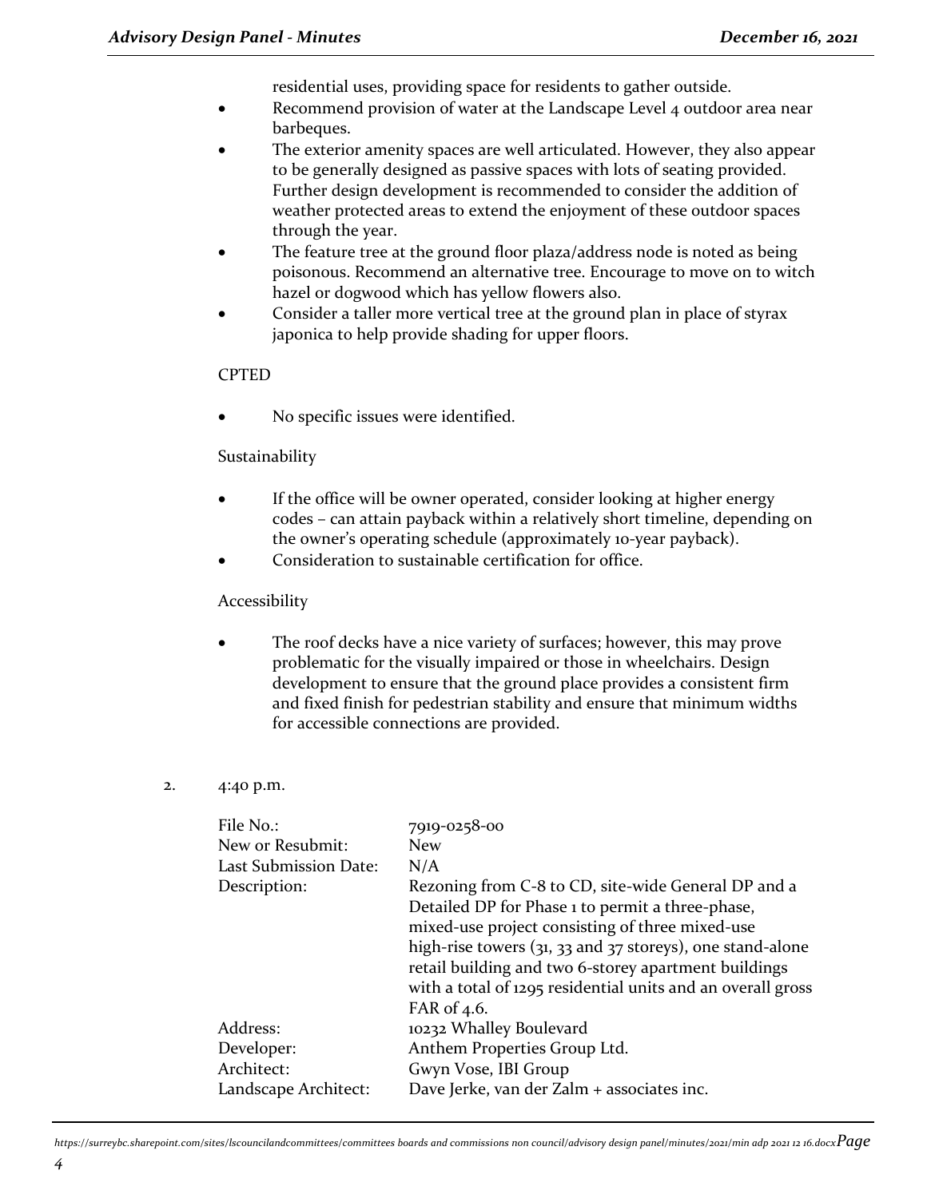residential uses, providing space for residents to gather outside.

- Recommend provision of water at the Landscape Level 4 outdoor area near barbeques.
- The exterior amenity spaces are well articulated. However, they also appear to be generally designed as passive spaces with lots of seating provided. Further design development is recommended to consider the addition of weather protected areas to extend the enjoyment of these outdoor spaces through the year.
- The feature tree at the ground floor plaza/address node is noted as being poisonous. Recommend an alternative tree. Encourage to move on to witch hazel or dogwood which has yellow flowers also.
- Consider a taller more vertical tree at the ground plan in place of styrax japonica to help provide shading for upper floors.

CPTED

- No specific issues were identified.

Sustainability

- If the office will be owner operated, consider looking at higher energy codes – can attain payback within a relatively short timeline, depending on the owner's operating schedule (approximately 10-year payback).
- Consideration to sustainable certification for office.

Accessibility

- The roof decks have a nice variety of surfaces; however, this may prove problematic for the visually impaired or those in wheelchairs. Design development to ensure that the ground place provides a consistent firm and fixed finish for pedestrian stability and ensure that minimum widths for accessible connections are provided.

2. 4:40 p.m.

| | |
|---|---|
| File No.: | 7919-0258-00 |
| New or Resubmit: | New |
| Last Submission Date: | N/A |
| Description: | Rezoning from C-8 to CD, site-wide General DP and a Detailed DP for Phase 1 to permit a three-phase, mixed-use project consisting of three mixed-use high-rise towers (31, 33 and 37 storeys), one stand-alone retail building and two 6-storey apartment buildings with a total of 1295 residential units and an overall gross FAR of 4.6. |
| Address: | 10232 Whalley Boulevard |
| Developer: | Anthem Properties Group Ltd. |
| Architect: | Gwyn Vose, IBI Group |
| Landscape Architect: | Dave Jerke, van der Zalm + associates inc. |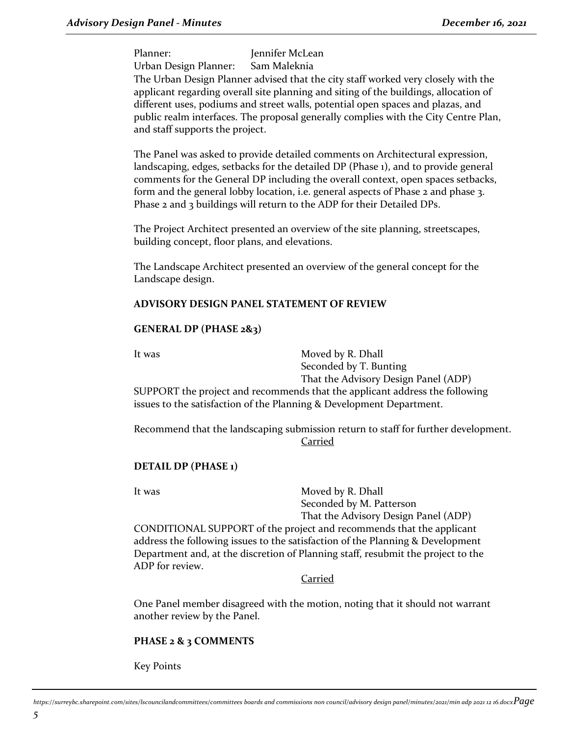Planner: Jennifer McLean
Urban Design Planner: Sam Maleknia

The Urban Design Planner advised that the city staff worked very closely with the applicant regarding overall site planning and siting of the buildings, allocation of different uses, podiums and street walls, potential open spaces and plazas, and public realm interfaces. The proposal generally complies with the City Centre Plan, and staff supports the project.

The Panel was asked to provide detailed comments on Architectural expression, landscaping, edges, setbacks for the detailed DP (Phase 1), and to provide general comments for the General DP including the overall context, open spaces setbacks, form and the general lobby location, i.e. general aspects of Phase 2 and phase 3. Phase 2 and 3 buildings will return to the ADP for their Detailed DPs.

The Project Architect presented an overview of the site planning, streetscapes, building concept, floor plans, and elevations.

The Landscape Architect presented an overview of the general concept for the Landscape design.

**ADVISORY DESIGN PANEL STATEMENT OF REVIEW**

**GENERAL DP (PHASE 2&3)**

It was Moved by R. Dhall
Seconded by T. Bunting
That the Advisory Design Panel (ADP)
SUPPORT the project and recommends that the applicant address the following issues to the satisfaction of the Planning & Development Department.

Recommend that the landscaping submission return to staff for further development.

Carried

**DETAIL DP (PHASE 1)**

It was Moved by R. Dhall
Seconded by M. Patterson
That the Advisory Design Panel (ADP)
CONDITIONAL SUPPORT of the project and recommends that the applicant address the following issues to the satisfaction of the Planning & Development Department and, at the discretion of Planning staff, resubmit the project to the ADP for review.

Carried

One Panel member disagreed with the motion, noting that it should not warrant another review by the Panel.

**PHASE 2 & 3 COMMENTS**

Key Points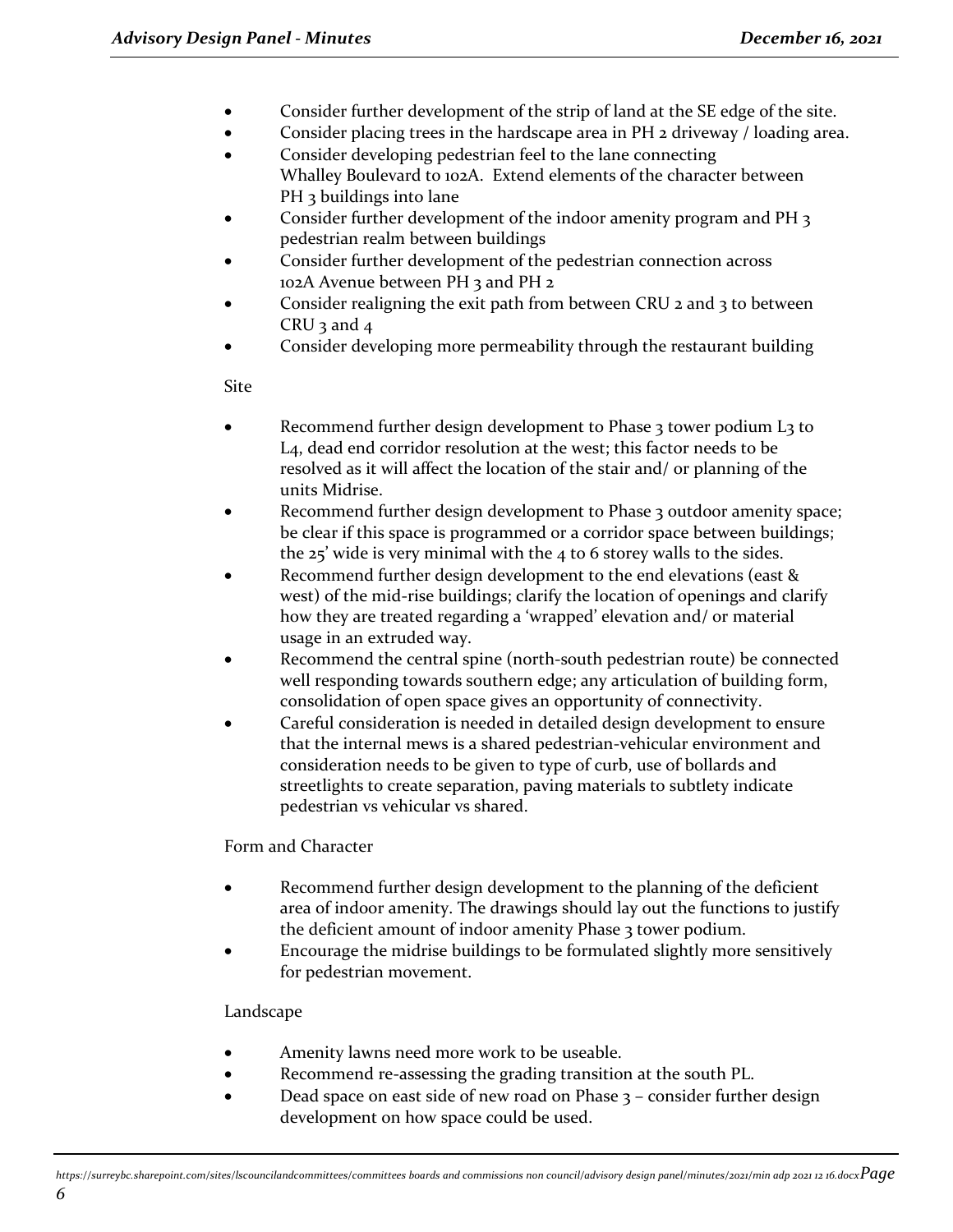- Consider further development of the strip of land at the SE edge of the site.
- Consider placing trees in the hardscape area in PH 2 driveway / loading area.
- Consider developing pedestrian feel to the lane connecting Whalley Boulevard to 102A. Extend elements of the character between PH 3 buildings into lane
- Consider further development of the indoor amenity program and PH 3 pedestrian realm between buildings
- Consider further development of the pedestrian connection across 102A Avenue between PH 3 and PH 2
- Consider realigning the exit path from between CRU 2 and 3 to between CRU 3 and 4
- Consider developing more permeability through the restaurant building

Site

- Recommend further design development to Phase 3 tower podium L3 to L4, dead end corridor resolution at the west; this factor needs to be resolved as it will affect the location of the stair and/ or planning of the units Midrise.
- Recommend further design development to Phase 3 outdoor amenity space; be clear if this space is programmed or a corridor space between buildings; the 25' wide is very minimal with the 4 to 6 storey walls to the sides.
- Recommend further design development to the end elevations (east & west) of the mid-rise buildings; clarify the location of openings and clarify how they are treated regarding a 'wrapped' elevation and/ or material usage in an extruded way.
- Recommend the central spine (north-south pedestrian route) be connected well responding towards southern edge; any articulation of building form, consolidation of open space gives an opportunity of connectivity.
- Careful consideration is needed in detailed design development to ensure that the internal mews is a shared pedestrian-vehicular environment and consideration needs to be given to type of curb, use of bollards and streetlights to create separation, paving materials to subtlety indicate pedestrian vs vehicular vs shared.

Form and Character

- Recommend further design development to the planning of the deficient area of indoor amenity. The drawings should lay out the functions to justify the deficient amount of indoor amenity Phase 3 tower podium.
- Encourage the midrise buildings to be formulated slightly more sensitively for pedestrian movement.

Landscape

- Amenity lawns need more work to be useable.
- Recommend re-assessing the grading transition at the south PL.
- Dead space on east side of new road on Phase 3 – consider further design development on how space could be used.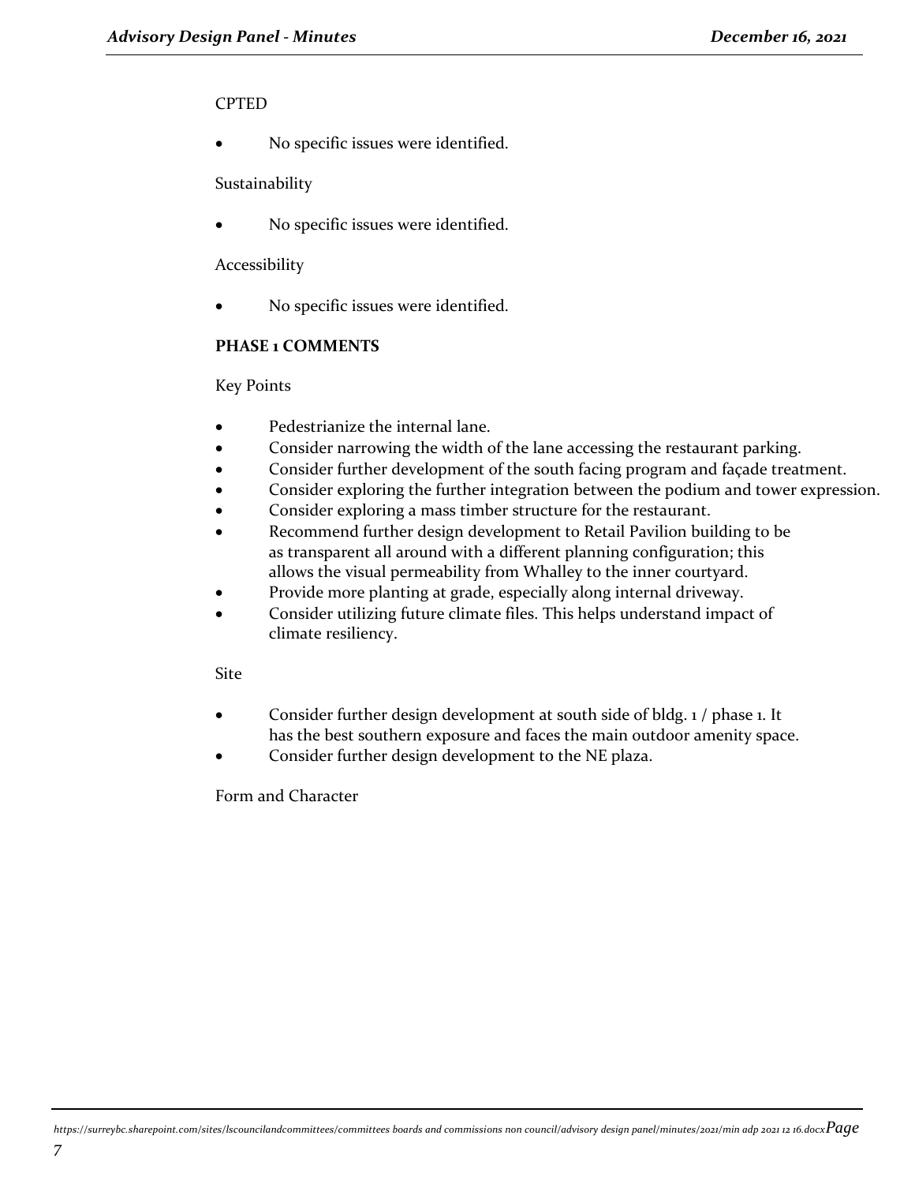CPTED

- No specific issues were identified.

Sustainability

- No specific issues were identified.

Accessibility

- No specific issues were identified.

**PHASE 1 COMMENTS**

Key Points

- Pedestrianize the internal lane.
- Consider narrowing the width of the lane accessing the restaurant parking.
- Consider further development of the south facing program and façade treatment.
- Consider exploring the further integration between the podium and tower expression.
- Consider exploring a mass timber structure for the restaurant.
- Recommend further design development to Retail Pavilion building to be as transparent all around with a different planning configuration; this allows the visual permeability from Whalley to the inner courtyard.
- Provide more planting at grade, especially along internal driveway.
- Consider utilizing future climate files. This helps understand impact of climate resiliency.

Site

- Consider further design development at south side of bldg. 1 / phase 1. It has the best southern exposure and faces the main outdoor amenity space.
- Consider further design development to the NE plaza.

Form and Character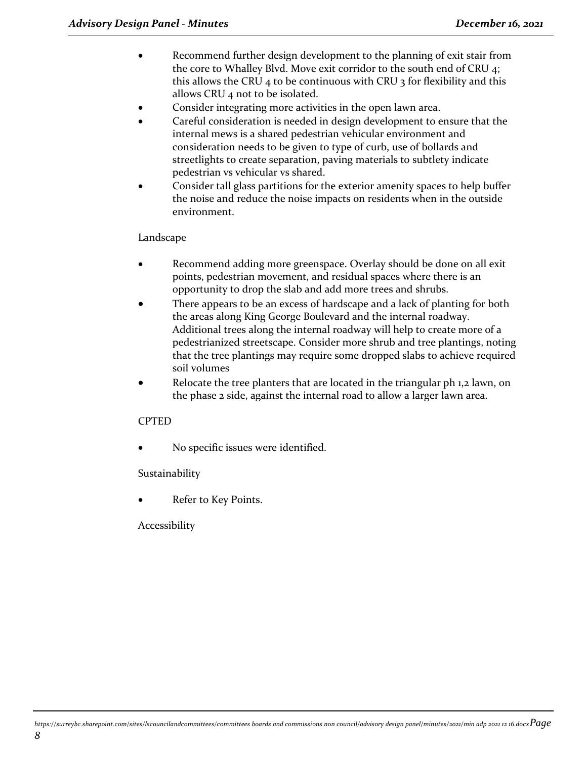- Recommend further design development to the planning of exit stair from the core to Whalley Blvd. Move exit corridor to the south end of CRU 4; this allows the CRU 4 to be continuous with CRU 3 for flexibility and this allows CRU 4 not to be isolated.
- Consider integrating more activities in the open lawn area.
- Careful consideration is needed in design development to ensure that the internal mews is a shared pedestrian vehicular environment and consideration needs to be given to type of curb, use of bollards and streetlights to create separation, paving materials to subtlety indicate pedestrian vs vehicular vs shared.
- Consider tall glass partitions for the exterior amenity spaces to help buffer the noise and reduce the noise impacts on residents when in the outside environment.

Landscape

- Recommend adding more greenspace. Overlay should be done on all exit points, pedestrian movement, and residual spaces where there is an opportunity to drop the slab and add more trees and shrubs.
- There appears to be an excess of hardscape and a lack of planting for both the areas along King George Boulevard and the internal roadway. Additional trees along the internal roadway will help to create more of a pedestrianized streetscape. Consider more shrub and tree plantings, noting that the tree plantings may require some dropped slabs to achieve required soil volumes
- Relocate the tree planters that are located in the triangular ph 1,2 lawn, on the phase 2 side, against the internal road to allow a larger lawn area.

CPTED

- No specific issues were identified.

Sustainability

- Refer to Key Points.

Accessibility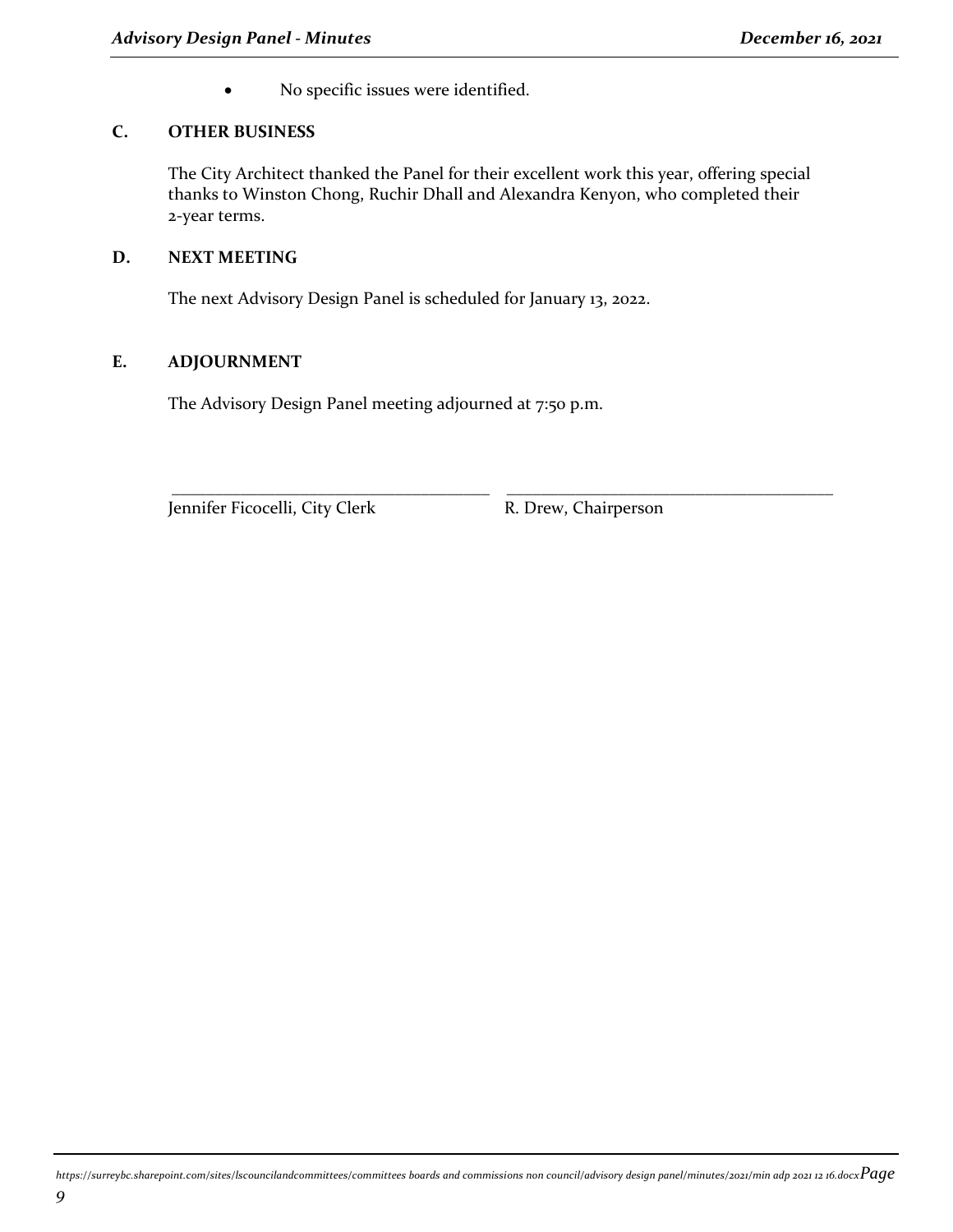- No specific issues were identified.

## C. OTHER BUSINESS

The City Architect thanked the Panel for their excellent work this year, offering special thanks to Winston Chong, Ruchir Dhall and Alexandra Kenyon, who completed their 2-year terms.

## D. NEXT MEETING

The next Advisory Design Panel is scheduled for January 13, 2022.

## E. ADJOURNMENT

The Advisory Design Panel meeting adjourned at 7:50 p.m.

| | |
|---|---|
| ______________________________ | ______________________________ |
| Jennifer Ficocelli, City Clerk | R. Drew, Chairperson |